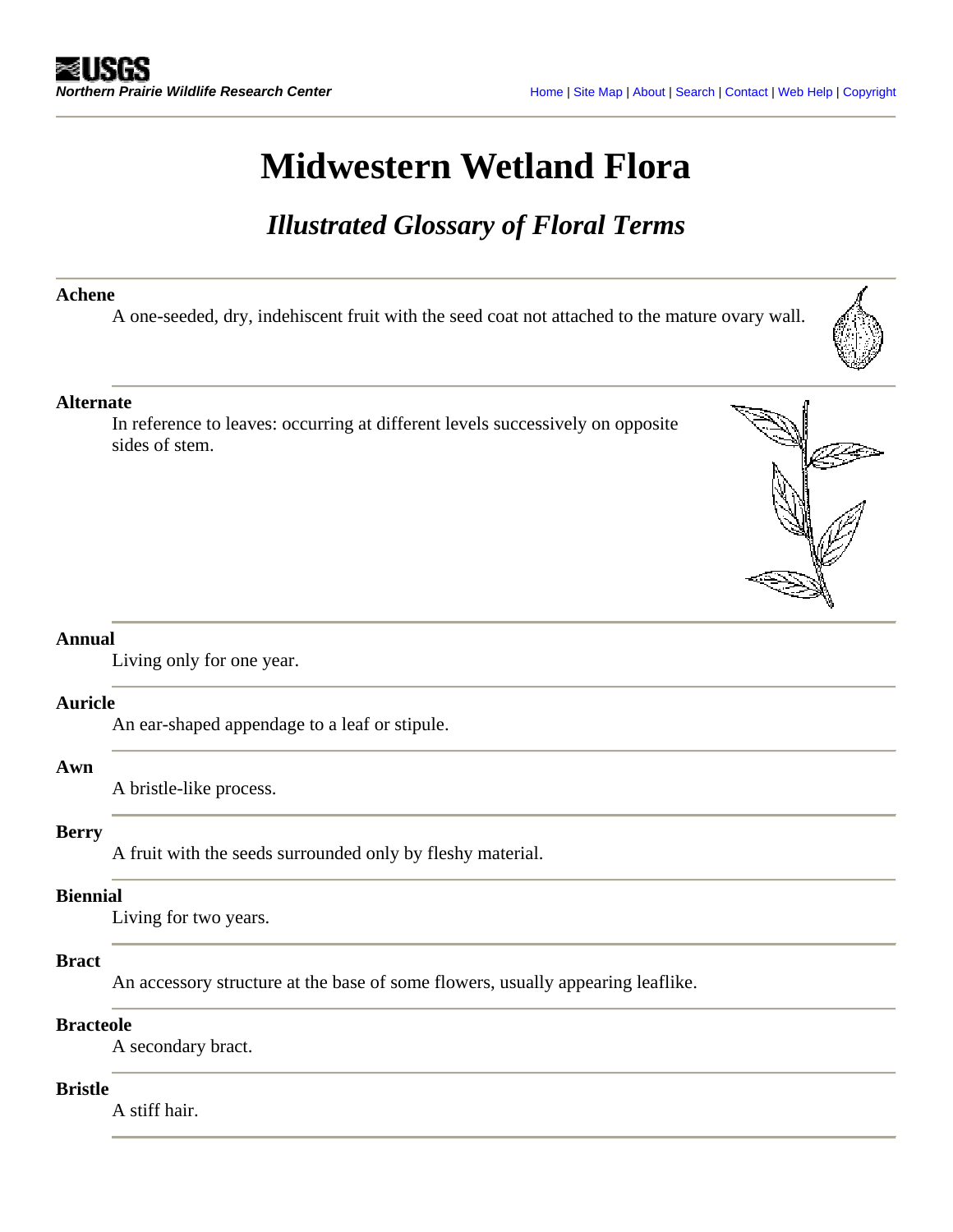# Midwestern Wetland Flora

## *Illustrated Glossary of Floral Terms*

**Achene**
A one-seeded, dry, indehiscent fruit with the seed coat not attached to the mature ovary wall.

**Alternate**
In reference to leaves: occurring at different levels successively on opposite sides of stem.

**Annual**
Living only for one year.

**Auricle**
An ear-shaped appendage to a leaf or stipule.

**Awn**
A bristle-like process.

**Berry**
A fruit with the seeds surrounded only by fleshy material.

**Biennial**
Living for two years.

**Bract**
An accessory structure at the base of some flowers, usually appearing leaflike.

**Bracteole**
A secondary bract.

**Bristle**
A stiff hair.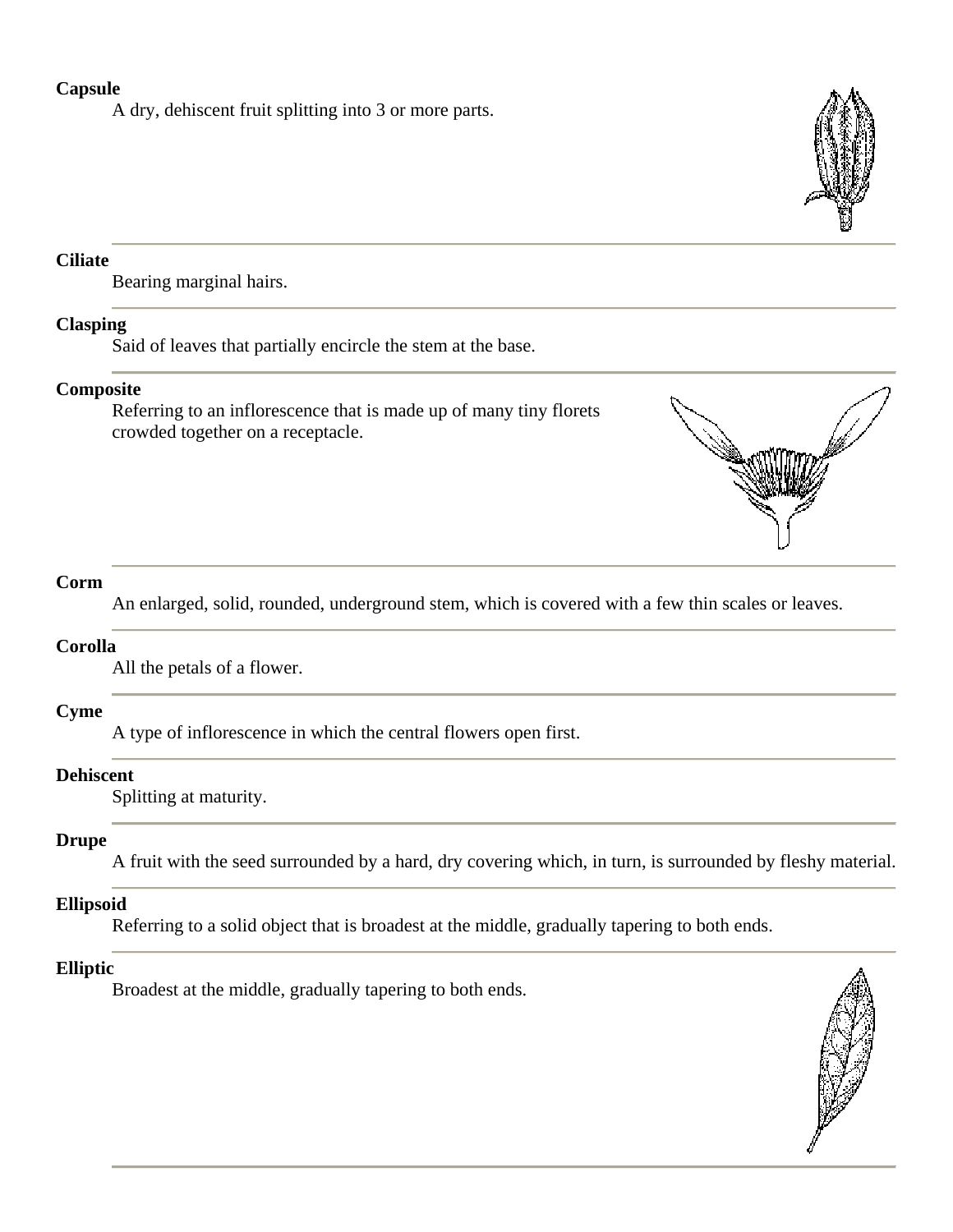**Capsule**

A dry, dehiscent fruit splitting into 3 or more parts.

---

**Ciliate**

Bearing marginal hairs.

---

**Clasping**

Said of leaves that partially encircle the stem at the base.

---

**Composite**

Referring to an inflorescence that is made up of many tiny florets crowded together on a receptacle.

---

**Corm**

An enlarged, solid, rounded, underground stem, which is covered with a few thin scales or leaves.

---

**Corolla**

All the petals of a flower.

---

**Cyme**

A type of inflorescence in which the central flowers open first.

---

**Dehiscent**

Splitting at maturity.

---

**Drupe**

A fruit with the seed surrounded by a hard, dry covering which, in turn, is surrounded by fleshy material.

---

**Ellipsoid**

Referring to a solid object that is broadest at the middle, gradually tapering to both ends.

---

**Elliptic**

Broadest at the middle, gradually tapering to both ends.

---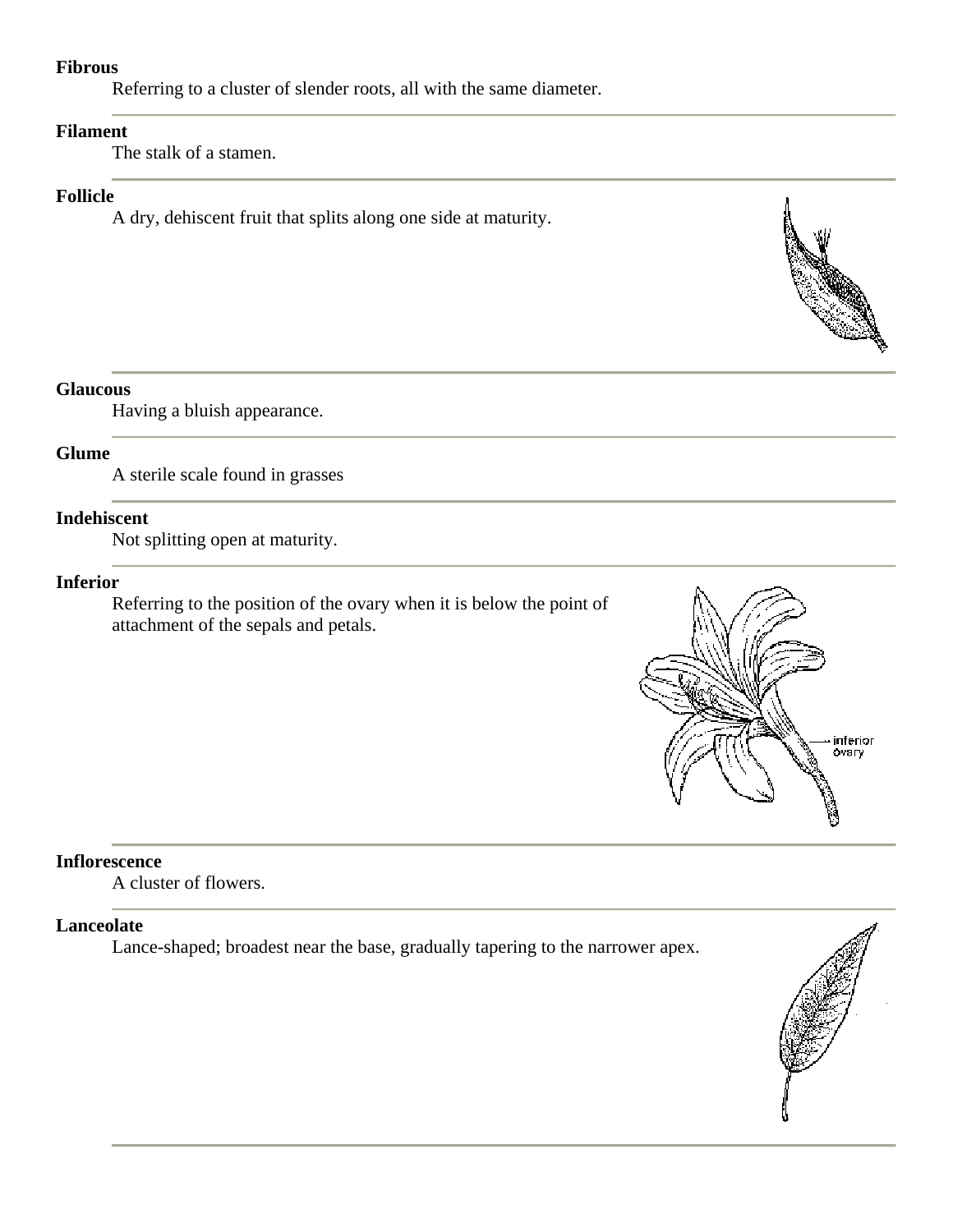**Fibrous**

Referring to a cluster of slender roots, all with the same diameter.

---

**Filament**

The stalk of a stamen.

---

**Follicle**

A dry, dehiscent fruit that splits along one side at maturity.

---

**Glaucous**

Having a bluish appearance.

---

**Glume**

A sterile scale found in grasses

---

**Indehiscent**

Not splitting open at maturity.

---

**Inferior**

Referring to the position of the ovary when it is below the point of attachment of the sepals and petals.

---

**Inflorescence**

A cluster of flowers.

---

**Lanceolate**

Lance-shaped; broadest near the base, gradually tapering to the narrower apex.

---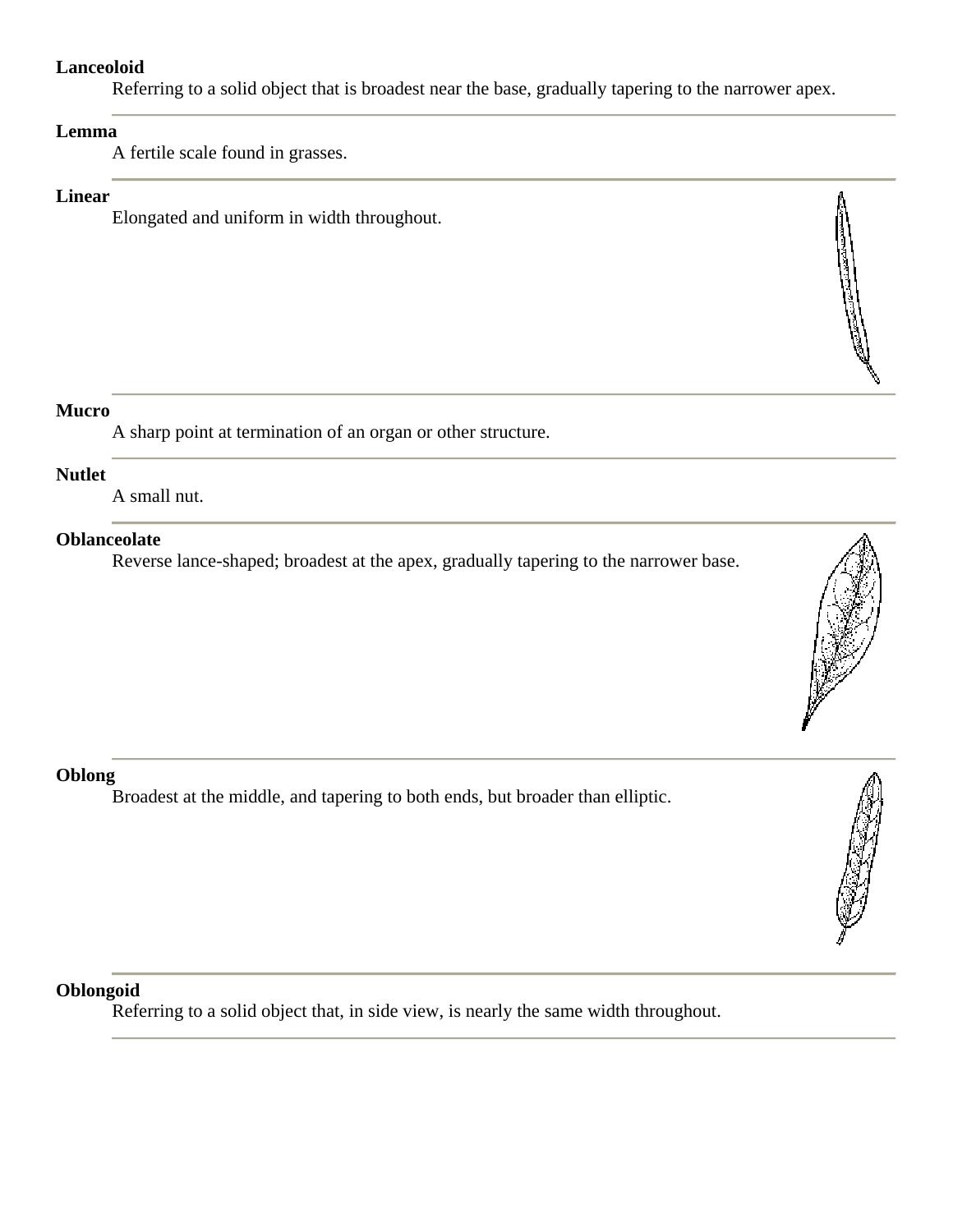**Lanceoloid**

Referring to a solid object that is broadest near the base, gradually tapering to the narrower apex.

---

**Lemma**

A fertile scale found in grasses.

---

**Linear**

Elongated and uniform in width throughout.

---

**Mucro**

A sharp point at termination of an organ or other structure.

---

**Nutlet**

A small nut.

---

**Oblanceolate**

Reverse lance-shaped; broadest at the apex, gradually tapering to the narrower base.

---

**Oblong**

Broadest at the middle, and tapering to both ends, but broader than elliptic.

---

**Oblongoid**

Referring to a solid object that, in side view, is nearly the same width throughout.

---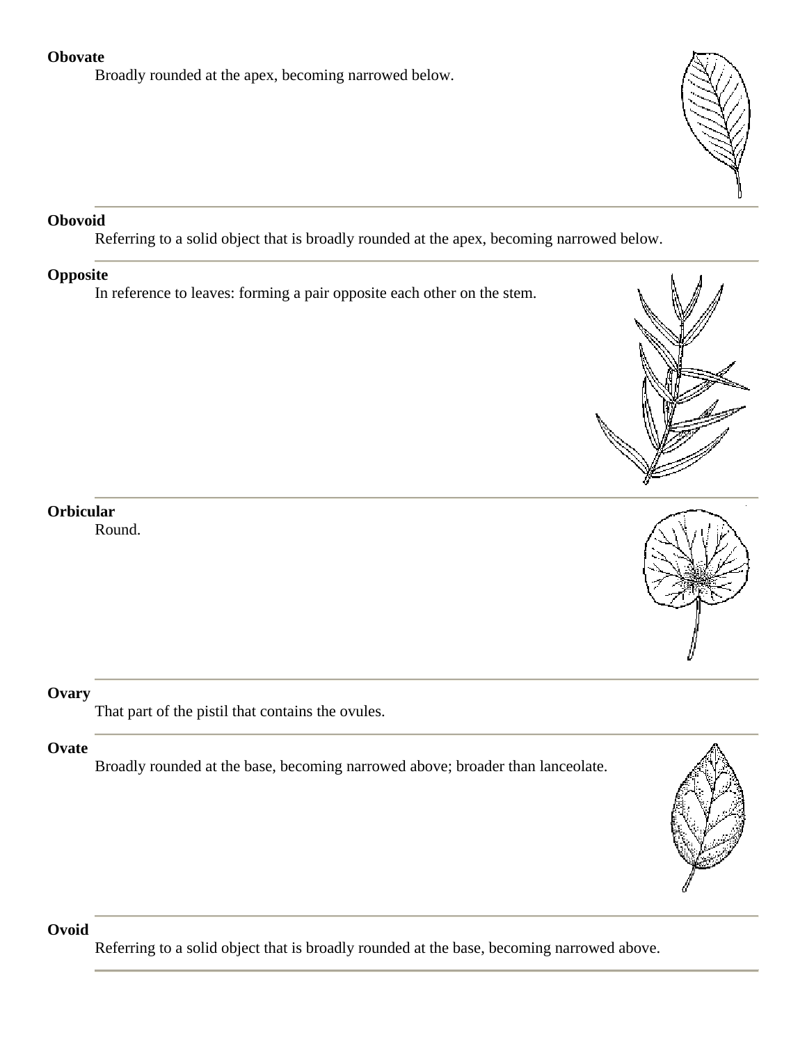**Obovate**

Broadly rounded at the apex, becoming narrowed below.

---

**Obovoid**

Referring to a solid object that is broadly rounded at the apex, becoming narrowed below.

---

**Opposite**

In reference to leaves: forming a pair opposite each other on the stem.

---

**Orbicular**

Round.

---

**Ovary**

That part of the pistil that contains the ovules.

---

**Ovate**

Broadly rounded at the base, becoming narrowed above; broader than lanceolate.

---

**Ovoid**

Referring to a solid object that is broadly rounded at the base, becoming narrowed above.

---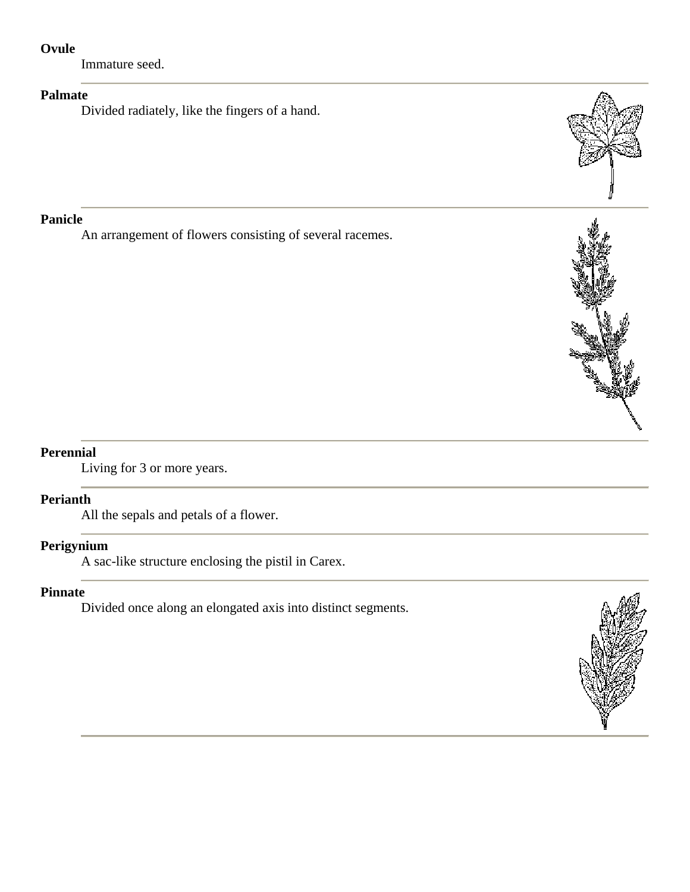**Ovule**

Immature seed.

---

**Palmate**

Divided radiately, like the fingers of a hand.

---

**Panicle**

An arrangement of flowers consisting of several racemes.

---

**Perennial**

Living for 3 or more years.

---

**Perianth**

All the sepals and petals of a flower.

---

**Perigynium**

A sac-like structure enclosing the pistil in Carex.

---

**Pinnate**

Divided once along an elongated axis into distinct segments.

---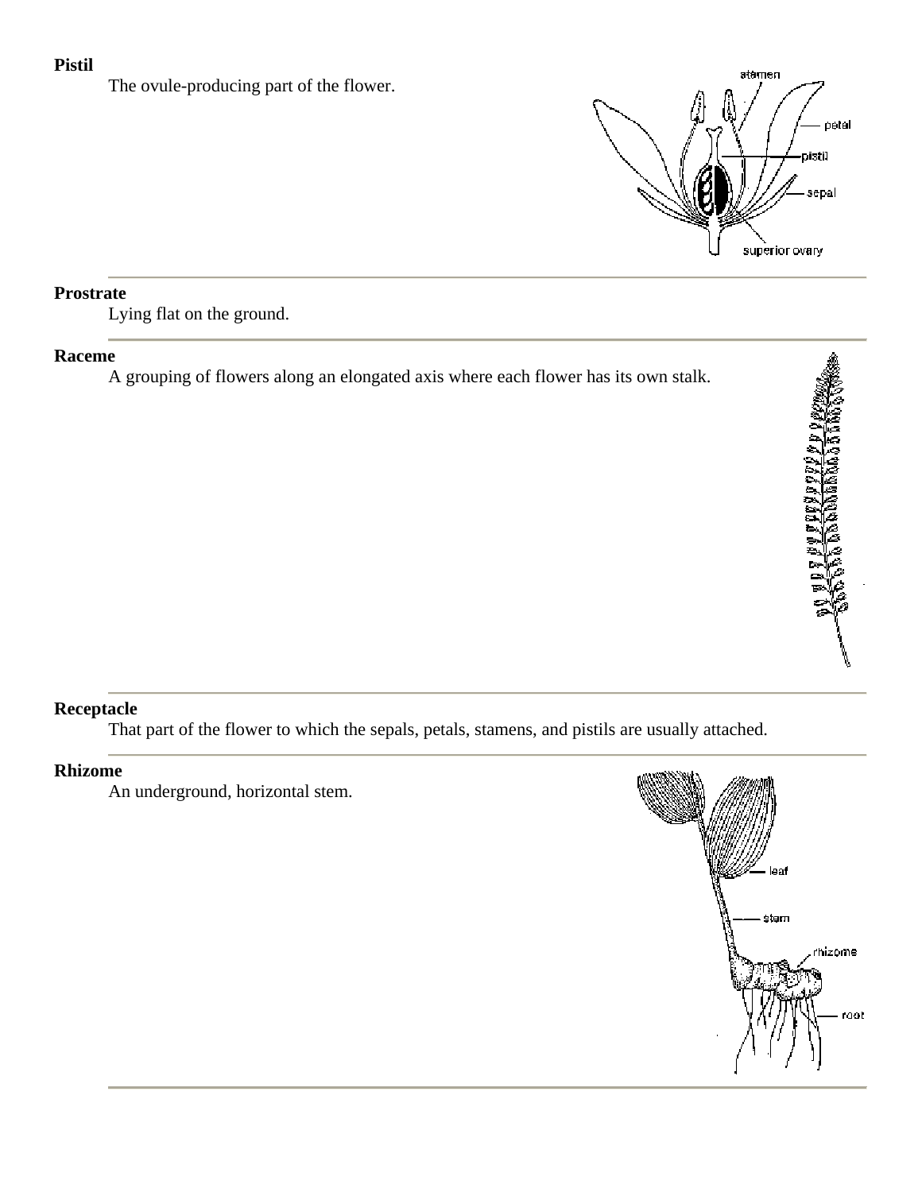**Pistil**

The ovule-producing part of the flower.

---

**Prostrate**

Lying flat on the ground.

---

**Raceme**

A grouping of flowers along an elongated axis where each flower has its own stalk.

---

**Receptacle**

That part of the flower to which the sepals, petals, stamens, and pistils are usually attached.

---

**Rhizome**

An underground, horizontal stem.

---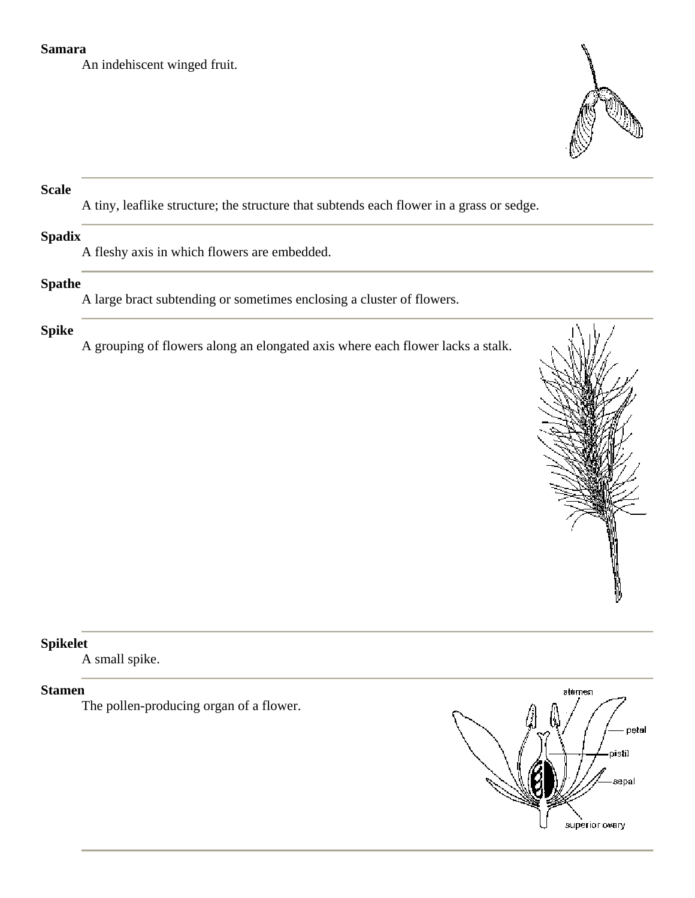**Samara**

An indehiscent winged fruit.

---

**Scale**

A tiny, leaflike structure; the structure that subtends each flower in a grass or sedge.

---

**Spadix**

A fleshy axis in which flowers are embedded.

---

**Spathe**

A large bract subtending or sometimes enclosing a cluster of flowers.

---

**Spike**

A grouping of flowers along an elongated axis where each flower lacks a stalk.

---

**Spikelet**

A small spike.

---

**Stamen**

The pollen-producing organ of a flower.

---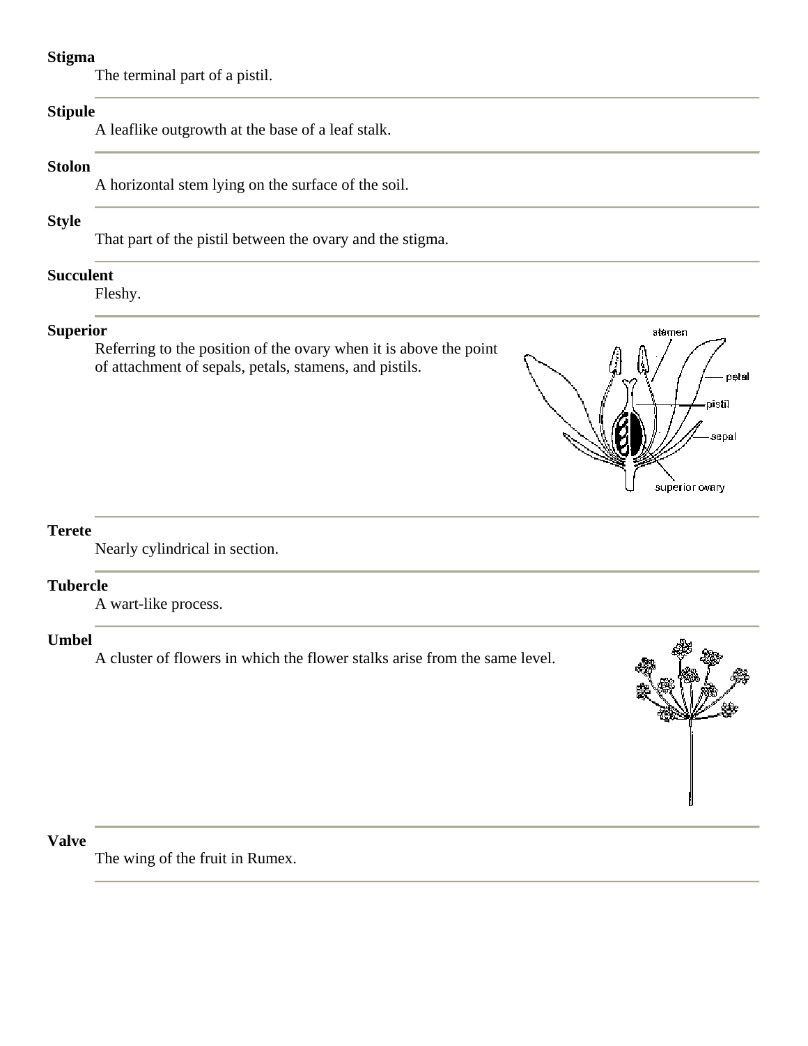**Stigma**

The terminal part of a pistil.

---

**Stipule**

A leaflike outgrowth at the base of a leaf stalk.

---

**Stolon**

A horizontal stem lying on the surface of the soil.

---

**Style**

That part of the pistil between the ovary and the stigma.

---

**Succulent**

Fleshy.

---

**Superior**

Referring to the position of the ovary when it is above the point of attachment of sepals, petals, stamens, and pistils.

---

**Terete**

Nearly cylindrical in section.

---

**Tubercle**

A wart-like process.

---

**Umbel**

A cluster of flowers in which the flower stalks arise from the same level.

---

**Valve**

The wing of the fruit in Rumex.

---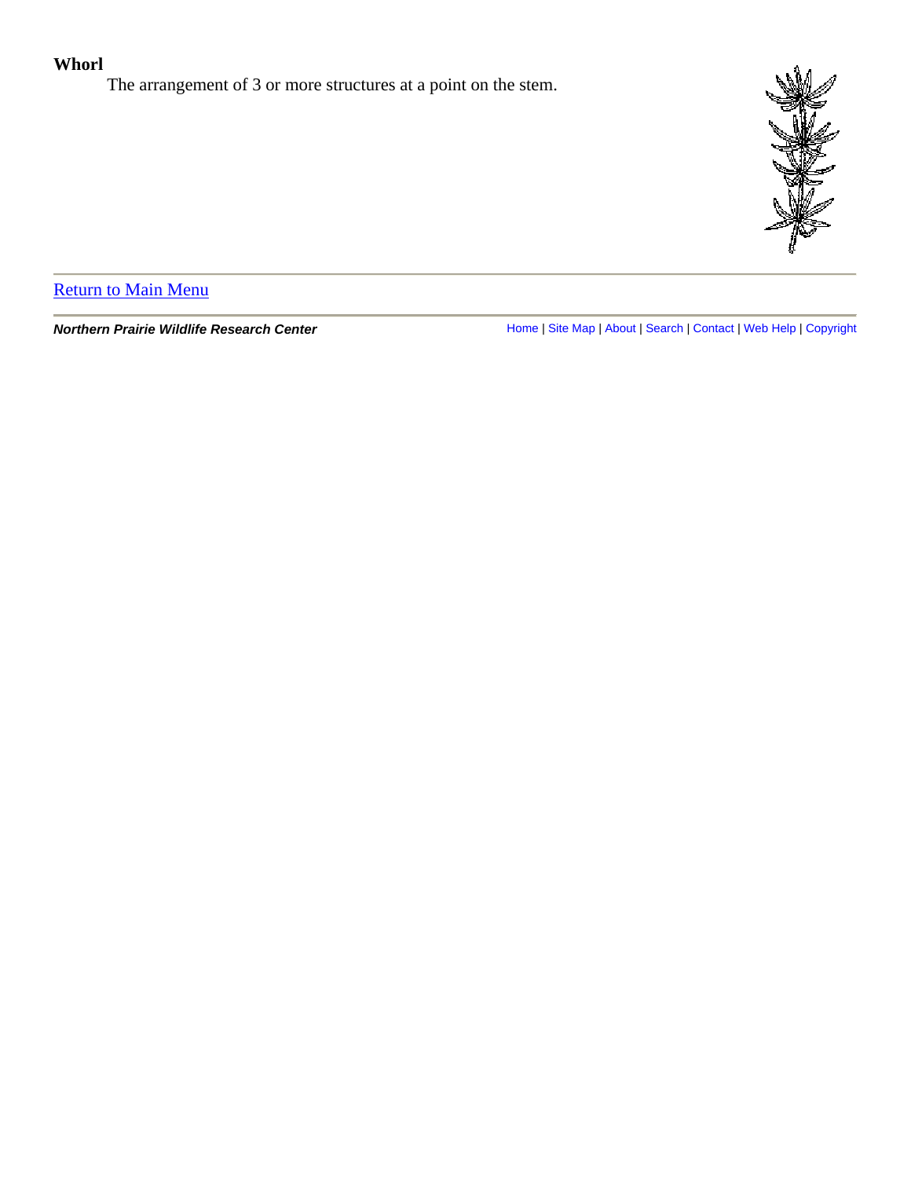**Whorl**

The arrangement of 3 or more structures at a point on the stem.

---

Return to Main Menu

---

***Northern Prairie Wildlife Research Center*** Home | Site Map | About | Search | Contact | Web Help | Copyright